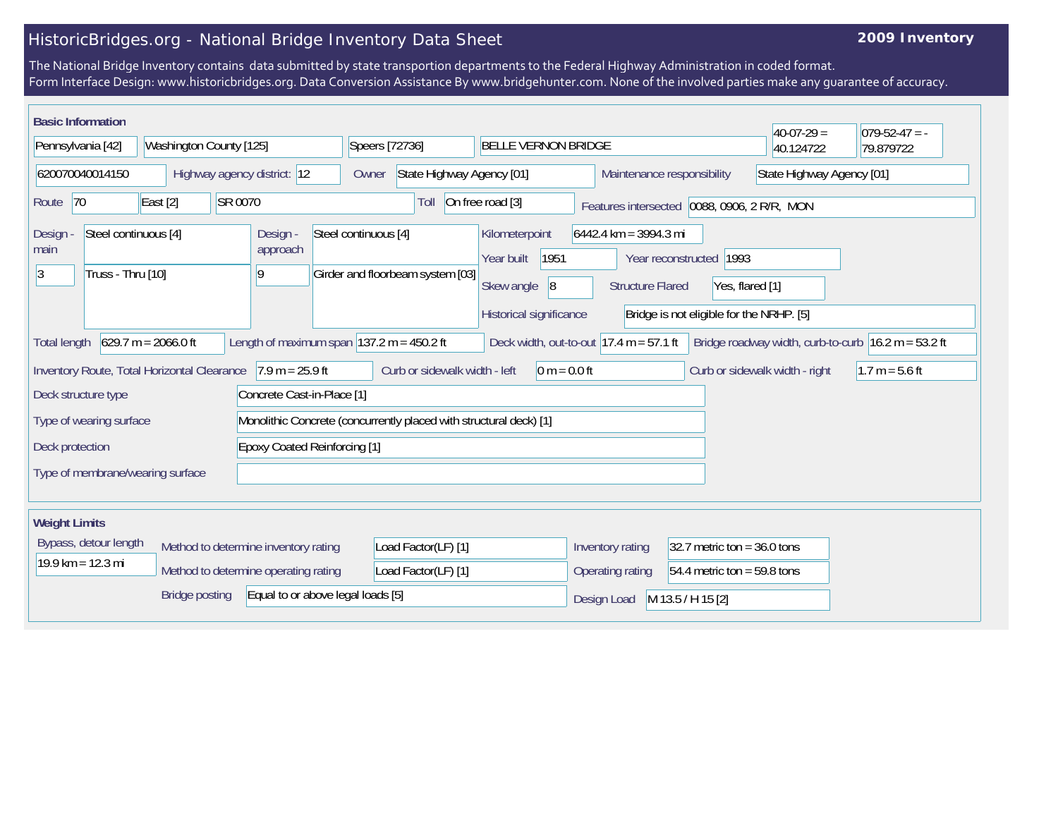# HistoricBridges.org - National Bridge Inventory Data Sheet

**2009 Inventory**

The National Bridge Inventory contains data submitted by state transportion departments to the Federal Highway Administration in coded format.
Form Interface Design: www.historicbridges.org. Data Conversion Assistance By www.bridgehunter.com. None of the involved parties make any guarantee of accuracy.

## Basic Information

| | | | | | |
|---|---|---|---|---|---|
| Pennsylvania [42] | Washington County [125] | Speers [72736] | BELLE VERNON BRIDGE | 40-07-29 = 40.124722 | 079-52-47 = -79.879722 |

| | |
|---|---|
| 620070040014150 | |
| Highway agency district: | 12 |
| Owner | State Highway Agency [01] |
| Maintenance responsibility | State Highway Agency [01] |
| Route | 70 |
| | East [2] |
| | SR 0070 |
| Toll | On free road [3] |
| Features intersected | 0088, 0906, 2 R/R, MON |
| Design - main | Steel continuous [4] |
| | 3 - Truss - Thru [10] |
| Design - approach | Steel continuous [4] |
| | 9 - Girder and floorbeam system [03] |
| Kilometerpoint | 6442.4 km = 3994.3 mi |
| Year built | 1951 |
| Year reconstructed | 1993 |
| Skew angle | 8 |
| Structure Flared | Yes, flared [1] |
| Historical significance | Bridge is not eligible for the NRHP. [5] |
| Total length | 629.7 m = 2066.0 ft |
| Length of maximum span | 137.2 m = 450.2 ft |
| Deck width, out-to-out | 17.4 m = 57.1 ft |
| Bridge roadway width, curb-to-curb | 16.2 m = 53.2 ft |
| Inventory Route, Total Horizontal Clearance | 7.9 m = 25.9 ft |
| Curb or sidewalk width - left | 0 m = 0.0 ft |
| Curb or sidewalk width - right | 1.7 m = 5.6 ft |
| Deck structure type | Concrete Cast-in-Place [1] |
| Type of wearing surface | Monolithic Concrete (concurrently placed with structural deck) [1] |
| Deck protection | Epoxy Coated Reinforcing [1] |
| Type of membrane/wearing surface | |

## Weight Limits

| | |
|---|---|
| Bypass, detour length | 19.9 km = 12.3 mi |
| Method to determine inventory rating | Load Factor(LF) [1] |
| Method to determine operating rating | Load Factor(LF) [1] |
| Bridge posting | Equal to or above legal loads [5] |
| Inventory rating | 32.7 metric ton = 36.0 tons |
| Operating rating | 54.4 metric ton = 59.8 tons |
| Design Load | M 13.5 / H 15 [2] |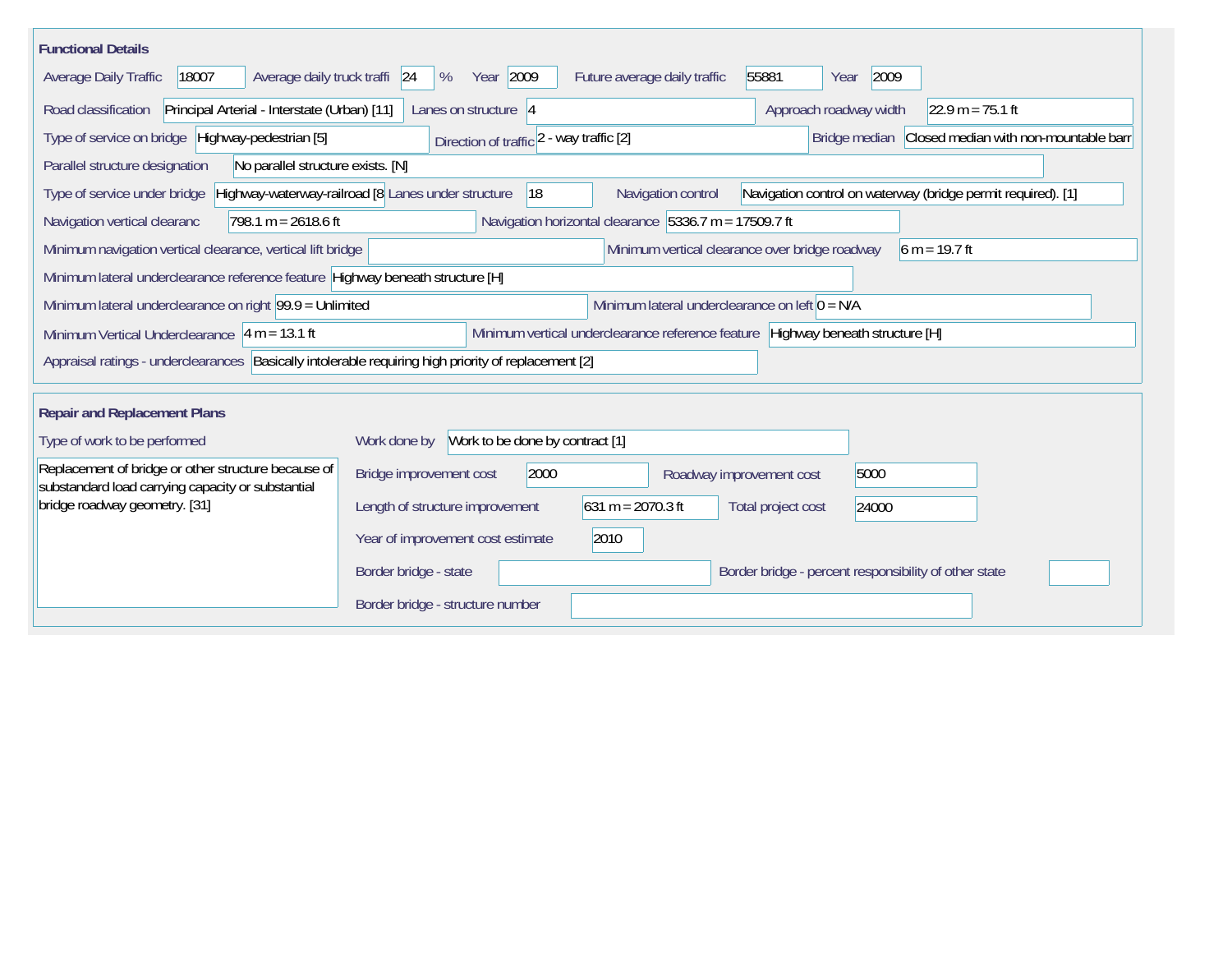## Functional Details

Average Daily Traffic: 18007

Average daily truck traffi: 24 %

Year: 2009

Future average daily traffic: 55881

Year: 2009

Road classification: Principal Arterial - Interstate (Urban) [11]

Lanes on structure: 4

Approach roadway width: 22.9 m = 75.1 ft

Type of service on bridge: Highway-pedestrian [5]

Direction of traffic: 2 - way traffic [2]

Bridge median: Closed median with non-mountable barr

Parallel structure designation: No parallel structure exists. [N]

Type of service under bridge: Highway-waterway-railroad [8

Lanes under structure: 18

Navigation control: Navigation control on waterway (bridge permit required). [1]

Navigation vertical clearanc: 798.1 m = 2618.6 ft

Navigation horizontal clearance: 5336.7 m = 17509.7 ft

Minimum navigation vertical clearance, vertical lift bridge:

Minimum vertical clearance over bridge roadway: 6 m = 19.7 ft

Minimum lateral underclearance reference feature: Highway beneath structure [H]

Minimum lateral underclearance on right: 99.9 = Unlimited

Minimum lateral underclearance on left: 0 = N/A

Minimum Vertical Underclearance: 4 m = 13.1 ft

Minimum vertical underclearance reference feature: Highway beneath structure [H]

Appraisal ratings - underclearances: Basically intolerable requiring high priority of replacement [2]

## Repair and Replacement Plans

Type of work to be performed:

Replacement of bridge or other structure because of substandard load carrying capacity or substantial bridge roadway geometry. [31]

Work done by: Work to be done by contract [1]

Bridge improvement cost: 2000

Roadway improvement cost: 5000

Length of structure improvement: 631 m = 2070.3 ft

Total project cost: 24000

Year of improvement cost estimate: 2010

Border bridge - state:

Border bridge - percent responsibility of other state:

Border bridge - structure number: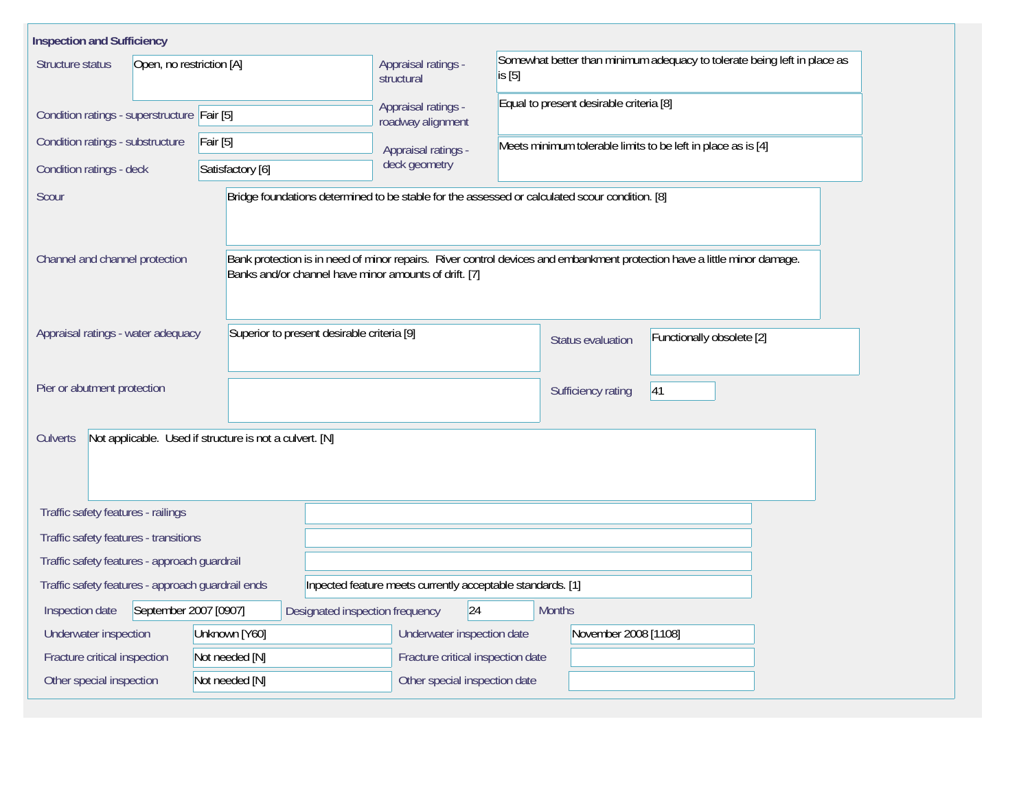## Inspection and Sufficiency

| | |
|---|---|
| Structure status | Open, no restriction [A] |
| Appraisal ratings - structural | Somewhat better than minimum adequacy to tolerate being left in place as is [5] |
| Condition ratings - superstructure | Fair [5] |
| Appraisal ratings - roadway alignment | Equal to present desirable criteria [8] |
| Condition ratings - substructure | Fair [5] |
| Appraisal ratings - deck geometry | Meets minimum tolerable limits to be left in place as is [4] |
| Condition ratings - deck | Satisfactory [6] |
| Scour | Bridge foundations determined to be stable for the assessed or calculated scour condition. [8] |
| Channel and channel protection | Bank protection is in need of minor repairs. River control devices and embankment protection have a little minor damage. Banks and/or channel have minor amounts of drift. [7] |
| Appraisal ratings - water adequacy | Superior to present desirable criteria [9] |
| Status evaluation | Functionally obsolete [2] |
| Pier or abutment protection | |
| Sufficiency rating | 41 |
| Culverts | Not applicable. Used if structure is not a culvert. [N] |
| Traffic safety features - railings | |
| Traffic safety features - transitions | |
| Traffic safety features - approach guardrail | |
| Traffic safety features - approach guardrail ends | Inpected feature meets currently acceptable standards. [1] |
| Inspection date | September 2007 [0907] |
| Designated inspection frequency | 24 Months |
| Underwater inspection | Unknown [Y60] |
| Underwater inspection date | November 2008 [1108] |
| Fracture critical inspection | Not needed [N] |
| Fracture critical inspection date | |
| Other special inspection | Not needed [N] |
| Other special inspection date | |